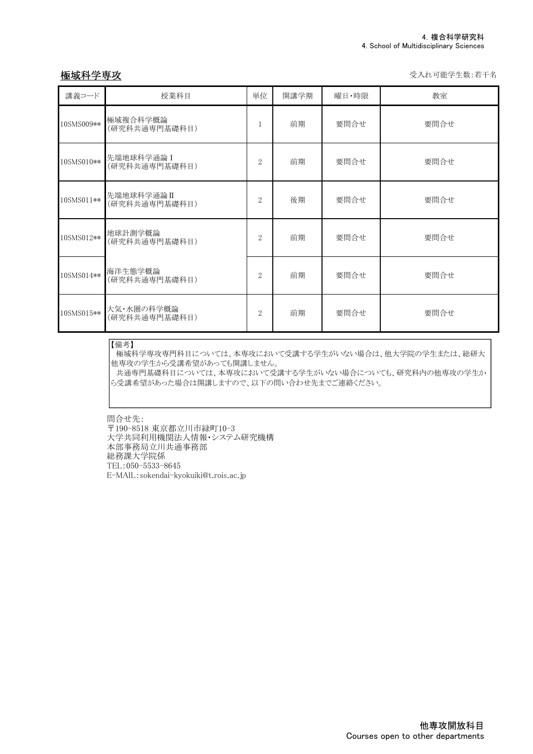## 極域科学専攻

受入れ可能学生数:若干名

| 講義コード | 授業科目 | 単位 | 開講学期 | 曜日・時限 | 教室 |
| --- | --- | --- | --- | --- | --- |
| 10SMS009** | 極域複合科学概論<br>(研究科共通専門基礎科目) | 1 | 前期 | 要問合せ | 要問合せ |
| 10SMS010** | 先端地球科学通論 I<br>(研究科共通専門基礎科目) | 2 | 前期 | 要問合せ | 要問合せ |
| 10SMS011** | 先端地球科学通論 II<br>(研究科共通専門基礎科目) | 2 | 後期 | 要問合せ | 要問合せ |
| 10SMS012** | 地球計測学概論<br>(研究科共通専門基礎科目) | 2 | 前期 | 要問合せ | 要問合せ |
| 10SMS014** | 海洋生態学概論<br>(研究科共通専門基礎科目) | 2 | 前期 | 要問合せ | 要問合せ |
| 10SMS015** | 大気・水圏の科学概論<br>(研究科共通専門基礎科目) | 2 | 前期 | 要問合せ | 要問合せ |

【備考】
極域科学専攻専門科目については、本専攻において受講する学生がいない場合は、他大学院の学生または、総研大他専攻の学生から受講希望があっても開講しません。
共通専門基礎科目については、本専攻において受講する学生がいない場合についても、研究科内の他専攻の学生から受講希望があった場合は開講しますので、以下の問い合わせ先までご連絡ください。

問合せ先:
〒190-8518 東京都立川市緑町10-3
大学共同利用機関法人情報・システム研究機構
本部事務局立川共通事務部
総務課大学院係
TEL:050-5533-8645
E-MAIL:sokendai-kyokuiki@t.rois.ac.jp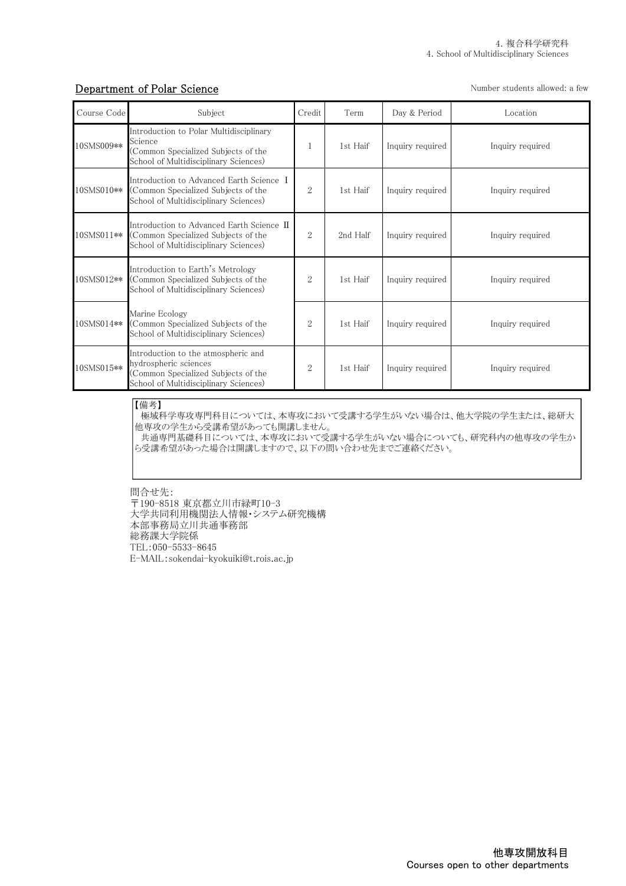## Department of Polar Science

Number students allowed: a few

| Course Code | Subject | Credit | Term | Day & Period | Location |
|---|---|---|---|---|---|
| 10SMS009** | Introduction to Polar Multidisciplinary Science (Common Specialized Subjects of the School of Multidisciplinary Sciences) | 1 | 1st Haif | Inquiry required | Inquiry required |
| 10SMS010** | Introduction to Advanced Earth Science Ⅰ (Common Specialized Subjects of the School of Multidisciplinary Sciences) | 2 | 1st Haif | Inquiry required | Inquiry required |
| 10SMS011** | Introduction to Advanced Earth Science Ⅱ (Common Specialized Subjects of the School of Multidisciplinary Sciences) | 2 | 2nd Half | Inquiry required | Inquiry required |
| 10SMS012** | Introduction to Earth's Metrology (Common Specialized Subjects of the School of Multidisciplinary Sciences) | 2 | 1st Haif | Inquiry required | Inquiry required |
| 10SMS014** | Marine Ecology (Common Specialized Subjects of the School of Multidisciplinary Sciences) | 2 | 1st Haif | Inquiry required | Inquiry required |
| 10SMS015** | Introduction to the atmospheric and hydrospheric sciences (Common Specialized Subjects of the School of Multidisciplinary Sciences) | 2 | 1st Haif | Inquiry required | Inquiry required |

【備考】
極域科学専攻専門科目については、本専攻において受講する学生がいない場合は、他大学院の学生または、総研大他専攻の学生から受講希望があっても開講しません。
共通専門基礎科目については、本専攻において受講する学生がいない場合についても、研究科内の他専攻の学生から受講希望があった場合は開講しますので、以下の問い合わせ先までご連絡ください。

問合せ先：
〒190-8518 東京都立川市緑町10-3
大学共同利用機関法人情報・システム研究機構
本部事務局立川共通事務部
総務課大学院係
TEL：050-5533-8645
E-MAIL：sokendai-kyokuiki@t.rois.ac.jp

他専攻開放科目
Courses open to other departments